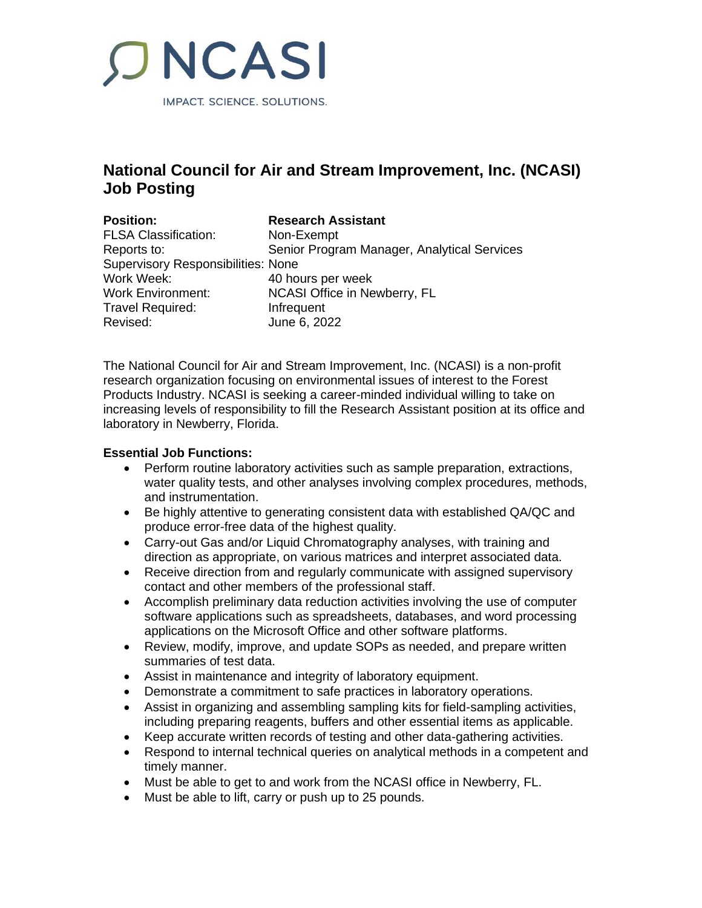# NCASI

IMPACT. SCIENCE. SOLUTIONS.

## National Council for Air and Stream Improvement, Inc. (NCASI) Job Posting

| | |
|---|---|
| **Position:** | **Research Assistant** |
| FLSA Classification: | Non-Exempt |
| Reports to: | Senior Program Manager, Analytical Services |
| Supervisory Responsibilities: | None |
| Work Week: | 40 hours per week |
| Work Environment: | NCASI Office in Newberry, FL |
| Travel Required: | Infrequent |
| Revised: | June 6, 2022 |

The National Council for Air and Stream Improvement, Inc. (NCASI) is a non-profit research organization focusing on environmental issues of interest to the Forest Products Industry. NCASI is seeking a career-minded individual willing to take on increasing levels of responsibility to fill the Research Assistant position at its office and laboratory in Newberry, Florida.

**Essential Job Functions:**

- Perform routine laboratory activities such as sample preparation, extractions, water quality tests, and other analyses involving complex procedures, methods, and instrumentation.
- Be highly attentive to generating consistent data with established QA/QC and produce error-free data of the highest quality.
- Carry-out Gas and/or Liquid Chromatography analyses, with training and direction as appropriate, on various matrices and interpret associated data.
- Receive direction from and regularly communicate with assigned supervisory contact and other members of the professional staff.
- Accomplish preliminary data reduction activities involving the use of computer software applications such as spreadsheets, databases, and word processing applications on the Microsoft Office and other software platforms.
- Review, modify, improve, and update SOPs as needed, and prepare written summaries of test data.
- Assist in maintenance and integrity of laboratory equipment.
- Demonstrate a commitment to safe practices in laboratory operations.
- Assist in organizing and assembling sampling kits for field-sampling activities, including preparing reagents, buffers and other essential items as applicable.
- Keep accurate written records of testing and other data-gathering activities.
- Respond to internal technical queries on analytical methods in a competent and timely manner.
- Must be able to get to and work from the NCASI office in Newberry, FL.
- Must be able to lift, carry or push up to 25 pounds.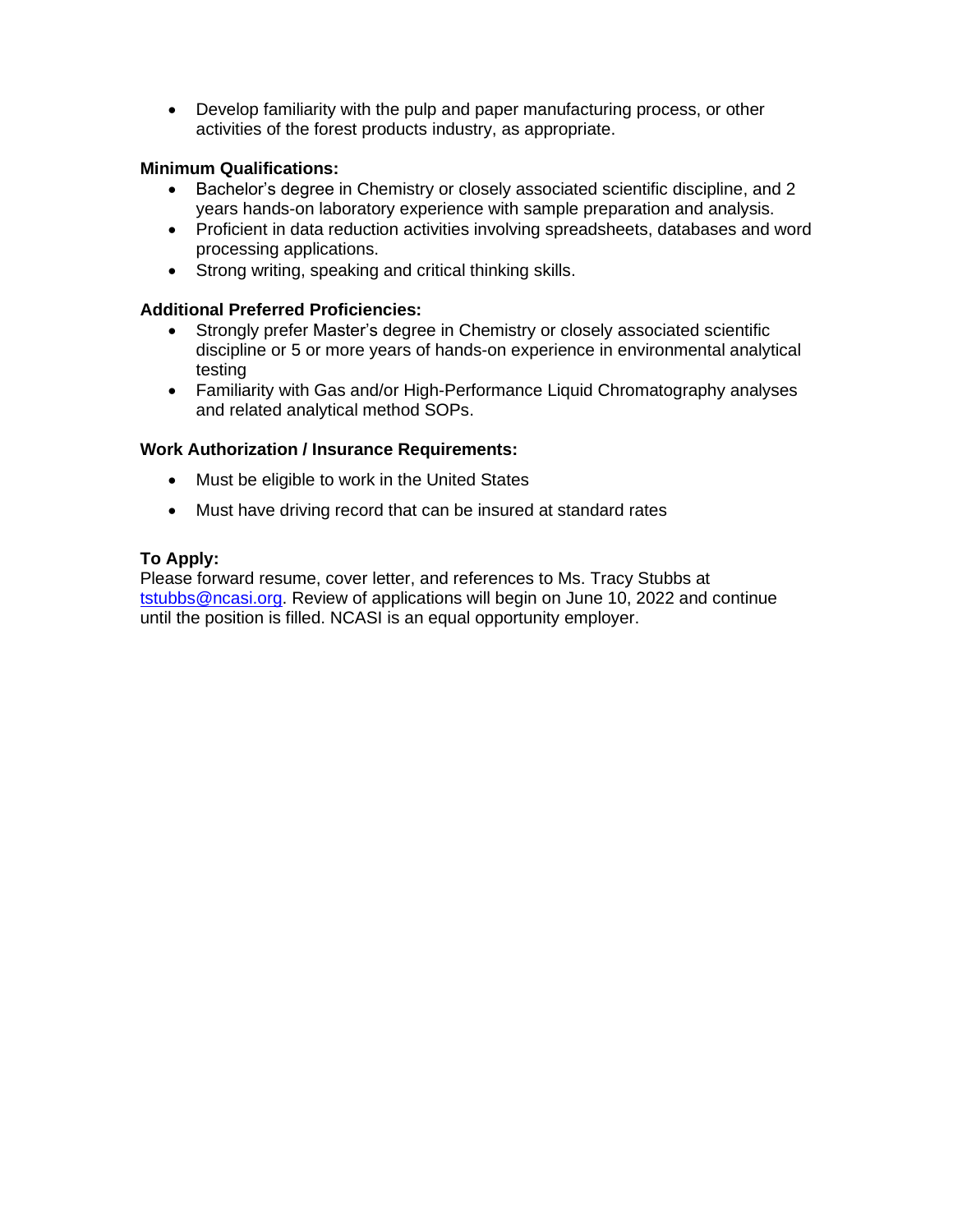- Develop familiarity with the pulp and paper manufacturing process, or other activities of the forest products industry, as appropriate.

**Minimum Qualifications:**

- Bachelor's degree in Chemistry or closely associated scientific discipline, and 2 years hands-on laboratory experience with sample preparation and analysis.
- Proficient in data reduction activities involving spreadsheets, databases and word processing applications.
- Strong writing, speaking and critical thinking skills.

**Additional Preferred Proficiencies:**

- Strongly prefer Master's degree in Chemistry or closely associated scientific discipline or 5 or more years of hands-on experience in environmental analytical testing
- Familiarity with Gas and/or High-Performance Liquid Chromatography analyses and related analytical method SOPs.

**Work Authorization / Insurance Requirements:**

- Must be eligible to work in the United States
- Must have driving record that can be insured at standard rates

**To Apply:**

Please forward resume, cover letter, and references to Ms. Tracy Stubbs at [tstubbs@ncasi.org](mailto:tstubbs@ncasi.org). Review of applications will begin on June 10, 2022 and continue until the position is filled. NCASI is an equal opportunity employer.